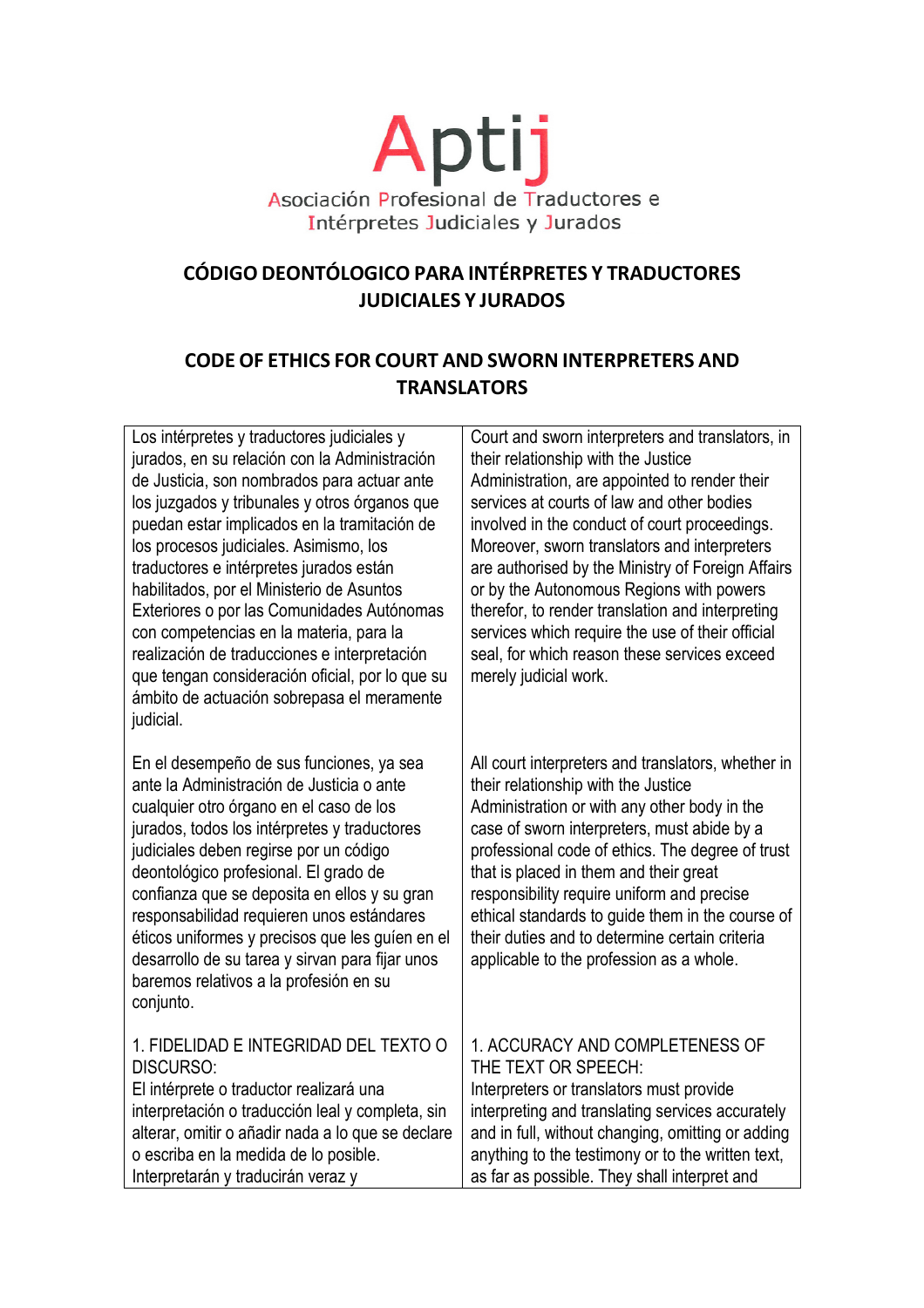# Aptij

Asociación Profesional de Traductores e Intérpretes Judiciales y Jurados

## CÓDIGO DEONTÓLOGICO PARA INTÉRPRETES Y TRADUCTORES JUDICIALES Y JURADOS

## CODE OF ETHICS FOR COURT AND SWORN INTERPRETERS AND TRANSLATORS

| | |
|---|---|
| Los intérpretes y traductores judiciales y jurados, en su relación con la Administración de Justicia, son nombrados para actuar ante los juzgados y tribunales y otros órganos que puedan estar implicados en la tramitación de los procesos judiciales. Asimismo, los traductores e intérpretes jurados están habilitados, por el Ministerio de Asuntos Exteriores o por las Comunidades Autónomas con competencias en la materia, para la realización de traducciones e interpretación que tengan consideración oficial, por lo que su ámbito de actuación sobrepasa el meramente judicial. | Court and sworn interpreters and translators, in their relationship with the Justice Administration, are appointed to render their services at courts of law and other bodies involved in the conduct of court proceedings. Moreover, sworn translators and interpreters are authorised by the Ministry of Foreign Affairs or by the Autonomous Regions with powers therefor, to render translation and interpreting services which require the use of their official seal, for which reason these services exceed merely judicial work. |
| En el desempeño de sus funciones, ya sea ante la Administración de Justicia o ante cualquier otro órgano en el caso de los jurados, todos los intérpretes y traductores judiciales deben regirse por un código deontológico profesional. El grado de confianza que se deposita en ellos y su gran responsabilidad requieren unos estándares éticos uniformes y precisos que les guíen en el desarrollo de su tarea y sirvan para fijar unos baremos relativos a la profesión en su conjunto. | All court interpreters and translators, whether in their relationship with the Justice Administration or with any other body in the case of sworn interpreters, must abide by a professional code of ethics. The degree of trust that is placed in them and their great responsibility require uniform and precise ethical standards to guide them in the course of their duties and to determine certain criteria applicable to the profession as a whole. |
| 1. FIDELIDAD E INTEGRIDAD DEL TEXTO O DISCURSO:<br>El intérprete o traductor realizará una interpretación o traducción leal y completa, sin alterar, omitir o añadir nada a lo que se declare o escriba en la medida de lo posible. Interpretarán y traducirán veraz y | 1. ACCURACY AND COMPLETENESS OF THE TEXT OR SPEECH:<br>Interpreters or translators must provide interpreting and translating services accurately and in full, without changing, omitting or adding anything to the testimony or to the written text, as far as possible. They shall interpret and |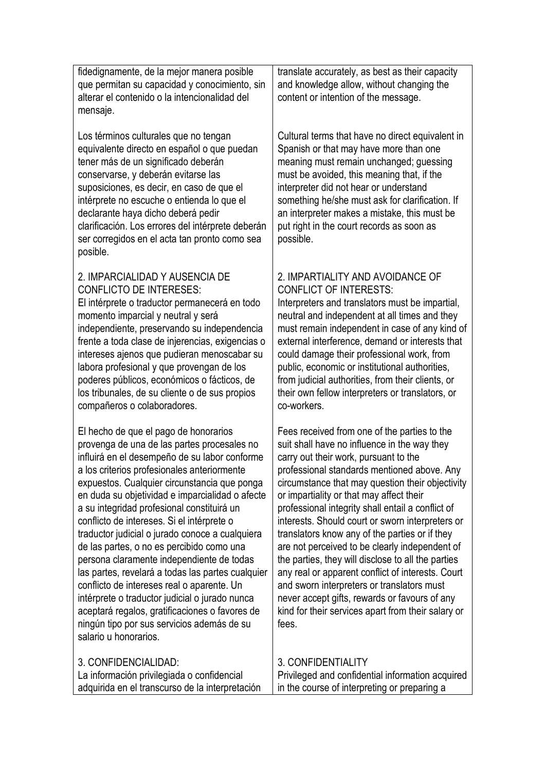| | |
|---|---|
| fidedignamente, de la mejor manera posible que permitan su capacidad y conocimiento, sin alterar el contenido o la intencionalidad del mensaje. | translate accurately, as best as their capacity and knowledge allow, without changing the content or intention of the message. |
| Los términos culturales que no tengan equivalente directo en español o que puedan tener más de un significado deberán conservarse, y deberán evitarse las suposiciones, es decir, en caso de que el intérprete no escuche o entienda lo que el declarante haya dicho deberá pedir clarificación. Los errores del intérprete deberán ser corregidos en el acta tan pronto como sea posible. | Cultural terms that have no direct equivalent in Spanish or that may have more than one meaning must remain unchanged; guessing must be avoided, this meaning that, if the interpreter did not hear or understand something he/she must ask for clarification. If an interpreter makes a mistake, this must be put right in the court records as soon as possible. |
| 2. IMPARCIALIDAD Y AUSENCIA DE CONFLICTO DE INTERESES:<br>El intérprete o traductor permanecerá en todo momento imparcial y neutral y será independiente, preservando su independencia frente a toda clase de injerencias, exigencias o intereses ajenos que pudieran menoscabar su labora profesional y que provengan de los poderes públicos, económicos o fácticos, de los tribunales, de su cliente o de sus propios compañeros o colaboradores. | 2. IMPARTIALITY AND AVOIDANCE OF CONFLICT OF INTERESTS:<br>Interpreters and translators must be impartial, neutral and independent at all times and they must remain independent in case of any kind of external interference, demand or interests that could damage their professional work, from public, economic or institutional authorities, from judicial authorities, from their clients, or their own fellow interpreters or translators, or co-workers. |
| El hecho de que el pago de honorarios provenga de una de las partes procesales no influirá en el desempeño de su labor conforme a los criterios profesionales anteriormente expuestos. Cualquier circunstancia que ponga en duda su objetividad e imparcialidad o afecte a su integridad profesional constituirá un conflicto de intereses. Si el intérprete o traductor judicial o jurado conoce a cualquiera de las partes, o no es percibido como una persona claramente independiente de todas las partes, revelará a todas las partes cualquier conflicto de intereses real o aparente. Un intérprete o traductor judicial o jurado nunca aceptará regalos, gratificaciones o favores de ningún tipo por sus servicios además de su salario u honorarios. | Fees received from one of the parties to the suit shall have no influence in the way they carry out their work, pursuant to the professional standards mentioned above. Any circumstance that may question their objectivity or impartiality or that may affect their professional integrity shall entail a conflict of interests. Should court or sworn interpreters or translators know any of the parties or if they are not perceived to be clearly independent of the parties, they will disclose to all the parties any real or apparent conflict of interests. Court and sworn interpreters or translators must never accept gifts, rewards or favours of any kind for their services apart from their salary or fees. |
| 3. CONFIDENCIALIDAD:<br>La información privilegiada o confidencial adquirida en el transcurso de la interpretación | 3. CONFIDENTIALITY<br>Privileged and confidential information acquired in the course of interpreting or preparing a |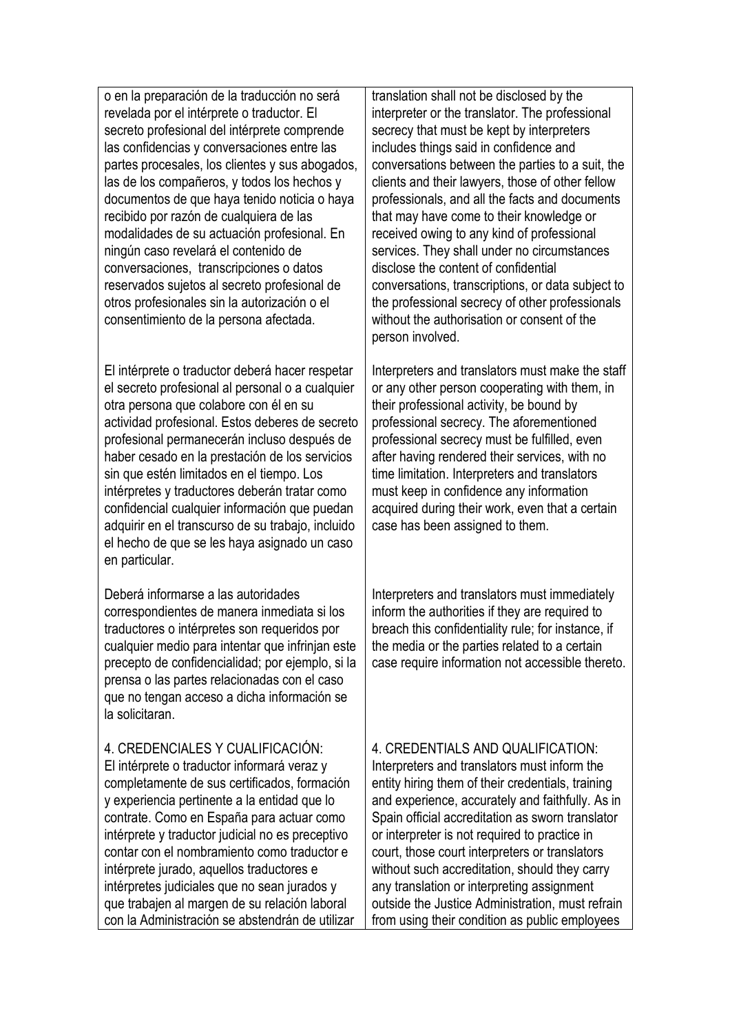| | |
|---|---|
| o en la preparación de la traducción no será revelada por el intérprete o traductor. El secreto profesional del intérprete comprende las confidencias y conversaciones entre las partes procesales, los clientes y sus abogados, las de los compañeros, y todos los hechos y documentos de que haya tenido noticia o haya recibido por razón de cualquiera de las modalidades de su actuación profesional. En ningún caso revelará el contenido de conversaciones, transcripciones o datos reservados sujetos al secreto profesional de otros profesionales sin la autorización o el consentimiento de la persona afectada. | translation shall not be disclosed by the interpreter or the translator. The professional secrecy that must be kept by interpreters includes things said in confidence and conversations between the parties to a suit, the clients and their lawyers, those of other fellow professionals, and all the facts and documents that may have come to their knowledge or received owing to any kind of professional services. They shall under no circumstances disclose the content of confidential conversations, transcriptions, or data subject to the professional secrecy of other professionals without the authorisation or consent of the person involved. |
| El intérprete o traductor deberá hacer respetar el secreto profesional al personal o a cualquier otra persona que colabore con él en su actividad profesional. Estos deberes de secreto profesional permanecerán incluso después de haber cesado en la prestación de los servicios sin que estén limitados en el tiempo. Los intérpretes y traductores deberán tratar como confidencial cualquier información que puedan adquirir en el transcurso de su trabajo, incluido el hecho de que se les haya asignado un caso en particular. | Interpreters and translators must make the staff or any other person cooperating with them, in their professional activity, be bound by professional secrecy. The aforementioned professional secrecy must be fulfilled, even after having rendered their services, with no time limitation. Interpreters and translators must keep in confidence any information acquired during their work, even that a certain case has been assigned to them. |
| Deberá informarse a las autoridades correspondientes de manera inmediata si los traductores o intérpretes son requeridos por cualquier medio para intentar que infrinjan este precepto de confidencialidad; por ejemplo, si la prensa o las partes relacionadas con el caso que no tengan acceso a dicha información se la solicitaran. | Interpreters and translators must immediately inform the authorities if they are required to breach this confidentiality rule; for instance, if the media or the parties related to a certain case require information not accessible thereto. |
| 4. CREDENCIALES Y CUALIFICACIÓN: El intérprete o traductor informará veraz y completamente de sus certificados, formación y experiencia pertinente a la entidad que lo contrate. Como en España para actuar como intérprete y traductor judicial no es preceptivo contar con el nombramiento como traductor e intérprete jurado, aquellos traductores e intérpretes judiciales que no sean jurados y que trabajen al margen de su relación laboral con la Administración se abstendrán de utilizar | 4. CREDENTIALS AND QUALIFICATION: Interpreters and translators must inform the entity hiring them of their credentials, training and experience, accurately and faithfully. As in Spain official accreditation as sworn translator or interpreter is not required to practice in court, those court interpreters or translators without such accreditation, should they carry any translation or interpreting assignment outside the Justice Administration, must refrain from using their condition as public employees |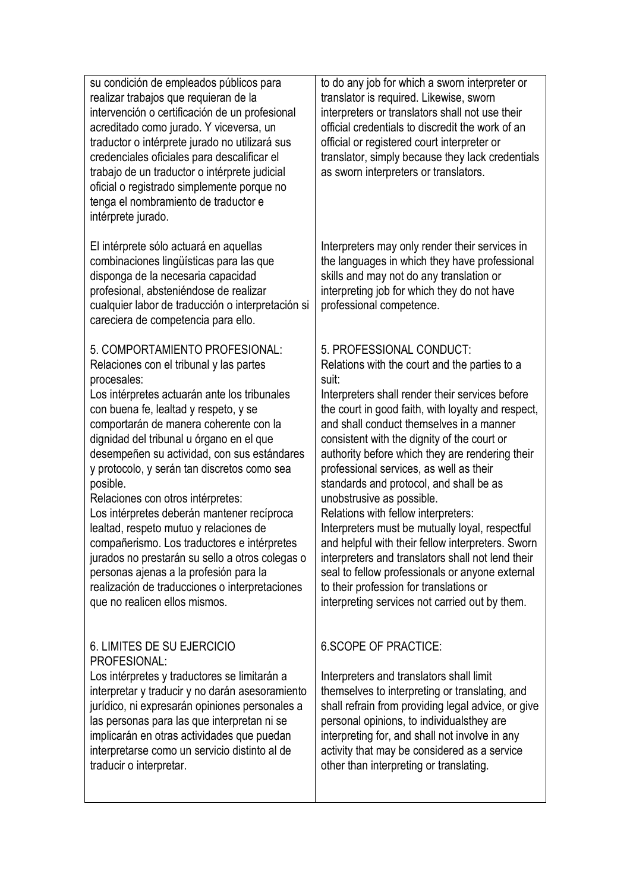| | |
|---|---|
| su condición de empleados públicos para realizar trabajos que requieran de la intervención o certificación de un profesional acreditado como jurado. Y viceversa, un traductor o intérprete jurado no utilizará sus credenciales oficiales para descalificar el trabajo de un traductor o intérprete judicial oficial o registrado simplemente porque no tenga el nombramiento de traductor e intérprete jurado. | to do any job for which a sworn interpreter or translator is required. Likewise, sworn interpreters or translators shall not use their official credentials to discredit the work of an official or registered court interpreter or translator, simply because they lack credentials as sworn interpreters or translators. |
| El intérprete sólo actuará en aquellas combinaciones lingüísticas para las que disponga de la necesaria capacidad profesional, absteniéndose de realizar cualquier labor de traducción o interpretación si careciera de competencia para ello. | Interpreters may only render their services in the languages in which they have professional skills and may not do any translation or interpreting job for which they do not have professional competence. |
| 5. COMPORTAMIENTO PROFESIONAL:<br>Relaciones con el tribunal y las partes procesales:<br>Los intérpretes actuarán ante los tribunales con buena fe, lealtad y respeto, y se comportarán de manera coherente con la dignidad del tribunal u órgano en el que desempeñen su actividad, con sus estándares y protocolo, y serán tan discretos como sea posible.<br>Relaciones con otros intérpretes:<br>Los intérpretes deberán mantener recíproca lealtad, respeto mutuo y relaciones de compañerismo. Los traductores e intérpretes jurados no prestarán su sello a otros colegas o personas ajenas a la profesión para la realización de traducciones o interpretaciones que no realicen ellos mismos. | 5. PROFESSIONAL CONDUCT:<br>Relations with the court and the parties to a suit:<br>Interpreters shall render their services before the court in good faith, with loyalty and respect, and shall conduct themselves in a manner consistent with the dignity of the court or authority before which they are rendering their professional services, as well as their standards and protocol, and shall be as unobstrusive as possible.<br>Relations with fellow interpreters:<br>Interpreters must be mutually loyal, respectful and helpful with their fellow interpreters. Sworn interpreters and translators shall not lend their seal to fellow professionals or anyone external to their profession for translations or interpreting services not carried out by them. |
| 6. LIMITES DE SU EJERCICIO PROFESIONAL:<br>Los intérpretes y traductores se limitarán a interpretar y traducir y no darán asesoramiento jurídico, ni expresarán opiniones personales a las personas para las que interpretan ni se implicarán en otras actividades que puedan interpretarse como un servicio distinto al de traducir o interpretar. | 6.SCOPE OF PRACTICE:<br><br>Interpreters and translators shall limit themselves to interpreting or translating, and shall refrain from providing legal advice, or give personal opinions, to individualsthey are interpreting for, and shall not involve in any activity that may be considered as a service other than interpreting or translating. |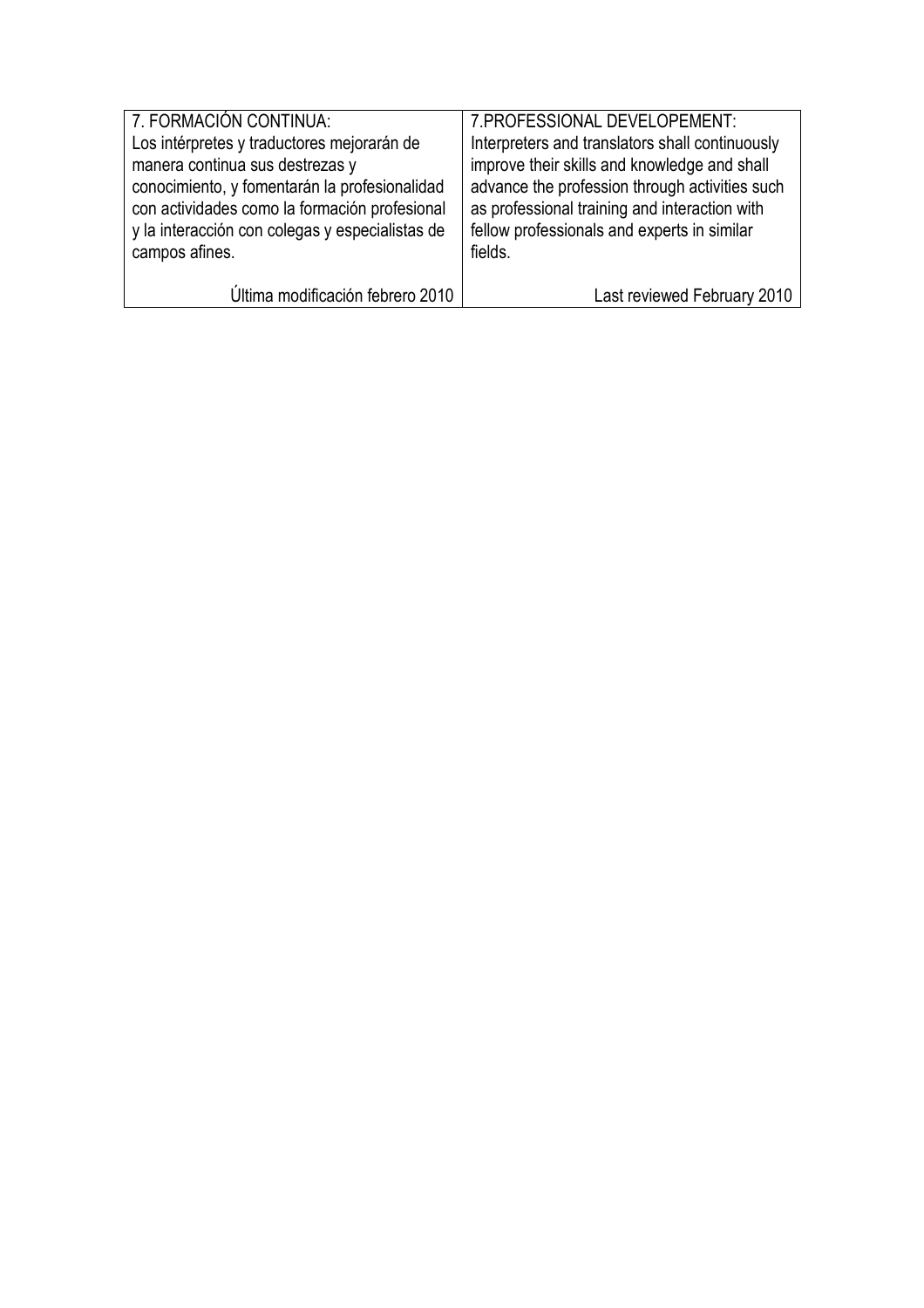| | |
|---|---|
| 7. FORMACIÓN CONTINUA:<br>Los intérpretes y traductores mejorarán de manera continua sus destrezas y conocimiento, y fomentarán la profesionalidad con actividades como la formación profesional y la interacción con colegas y especialistas de campos afines. | 7.PROFESSIONAL DEVELOPEMENT:<br>Interpreters and translators shall continuously improve their skills and knowledge and shall advance the profession through activities such as professional training and interaction with fellow professionals and experts in similar fields. |
| Última modificación febrero 2010 | Last reviewed February 2010 |